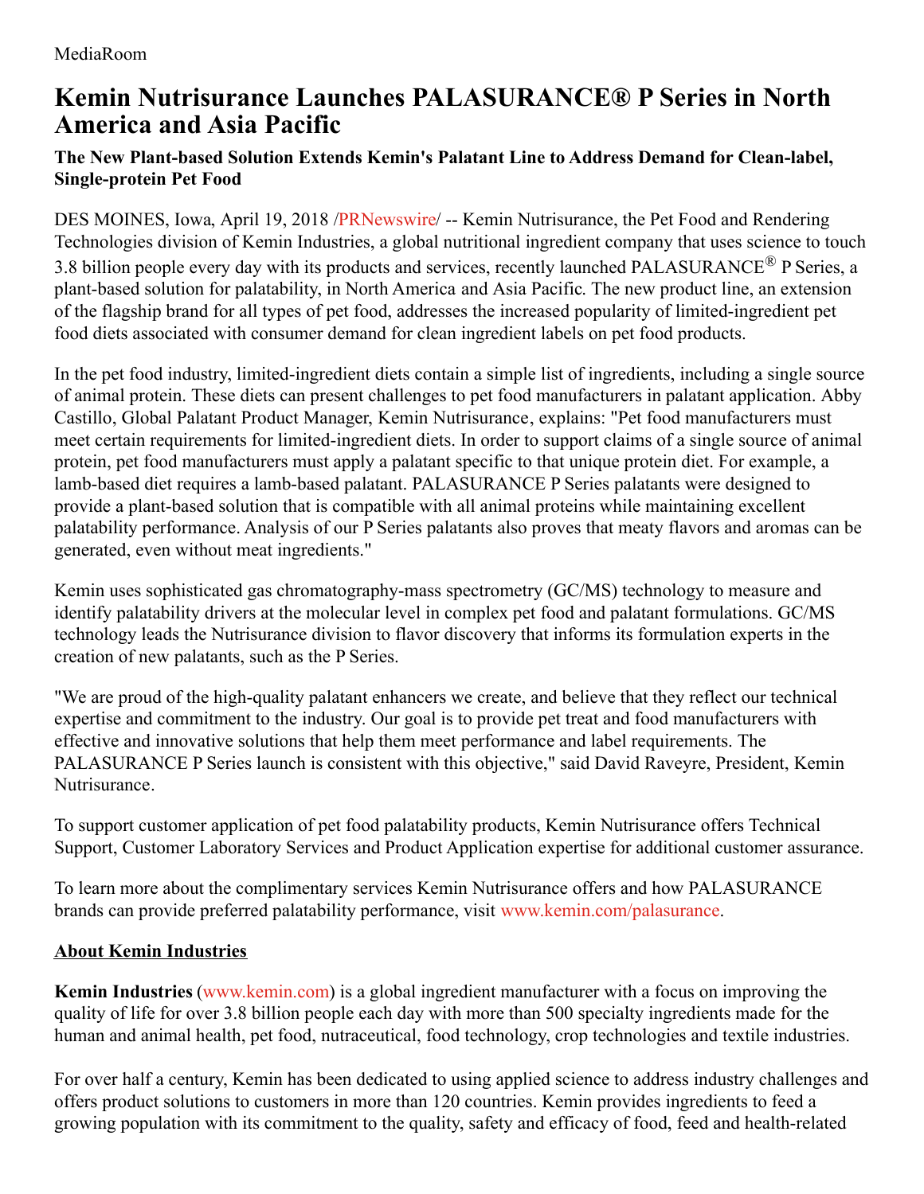MediaRoom

# Kemin Nutrisurance Launches PALASURANCE® P Series in North America and Asia Pacific

### The New Plant-based Solution Extends Kemin's Palatant Line to Address Demand for Clean-label, Single-protein Pet Food

DES MOINES, Iowa, April 19, 2018 /PRNewswire/ -- Kemin Nutrisurance, the Pet Food and Rendering Technologies division of Kemin Industries, a global nutritional ingredient company that uses science to touch 3.8 billion people every day with its products and services, recently launched PALASURANCE® P Series, a plant-based solution for palatability, in North America and Asia Pacific. The new product line, an extension of the flagship brand for all types of pet food, addresses the increased popularity of limited-ingredient pet food diets associated with consumer demand for clean ingredient labels on pet food products.

In the pet food industry, limited-ingredient diets contain a simple list of ingredients, including a single source of animal protein. These diets can present challenges to pet food manufacturers in palatant application. Abby Castillo, Global Palatant Product Manager, Kemin Nutrisurance, explains: "Pet food manufacturers must meet certain requirements for limited-ingredient diets. In order to support claims of a single source of animal protein, pet food manufacturers must apply a palatant specific to that unique protein diet. For example, a lamb-based diet requires a lamb-based palatant. PALASURANCE P Series palatants were designed to provide a plant-based solution that is compatible with all animal proteins while maintaining excellent palatability performance. Analysis of our P Series palatants also proves that meaty flavors and aromas can be generated, even without meat ingredients."

Kemin uses sophisticated gas chromatography-mass spectrometry (GC/MS) technology to measure and identify palatability drivers at the molecular level in complex pet food and palatant formulations. GC/MS technology leads the Nutrisurance division to flavor discovery that informs its formulation experts in the creation of new palatants, such as the P Series.

"We are proud of the high-quality palatant enhancers we create, and believe that they reflect our technical expertise and commitment to the industry. Our goal is to provide pet treat and food manufacturers with effective and innovative solutions that help them meet performance and label requirements. The PALASURANCE P Series launch is consistent with this objective," said David Raveyre, President, Kemin Nutrisurance.

To support customer application of pet food palatability products, Kemin Nutrisurance offers Technical Support, Customer Laboratory Services and Product Application expertise for additional customer assurance.

To learn more about the complimentary services Kemin Nutrisurance offers and how PALASURANCE brands can provide preferred palatability performance, visit www.kemin.com/palasurance.

## About Kemin Industries

**Kemin Industries** (www.kemin.com) is a global ingredient manufacturer with a focus on improving the quality of life for over 3.8 billion people each day with more than 500 specialty ingredients made for the human and animal health, pet food, nutraceutical, food technology, crop technologies and textile industries.

For over half a century, Kemin has been dedicated to using applied science to address industry challenges and offers product solutions to customers in more than 120 countries. Kemin provides ingredients to feed a growing population with its commitment to the quality, safety and efficacy of food, feed and health-related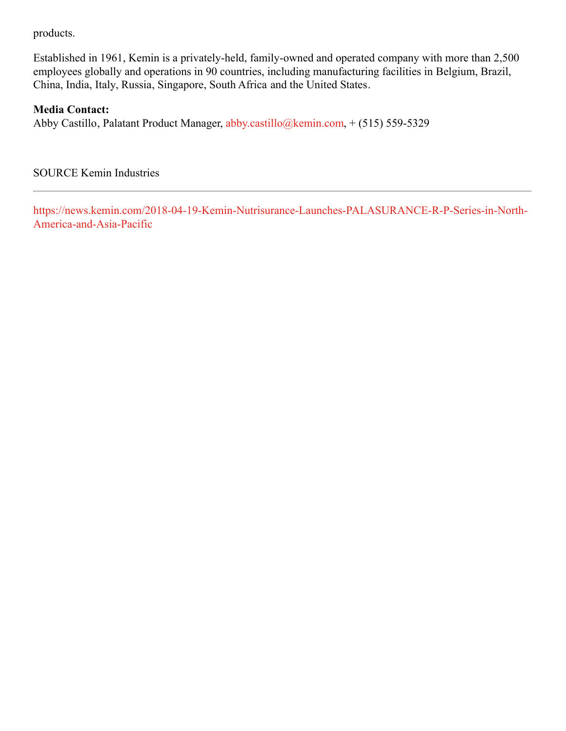products.

Established in 1961, Kemin is a privately-held, family-owned and operated company with more than 2,500 employees globally and operations in 90 countries, including manufacturing facilities in Belgium, Brazil, China, India, Italy, Russia, Singapore, South Africa and the United States.

**Media Contact:**
Abby Castillo, Palatant Product Manager, abby.castillo@kemin.com, + (515) 559-5329

SOURCE Kemin Industries

---

https://news.kemin.com/2018-04-19-Kemin-Nutrisurance-Launches-PALASURANCE-R-P-Series-in-North-America-and-Asia-Pacific